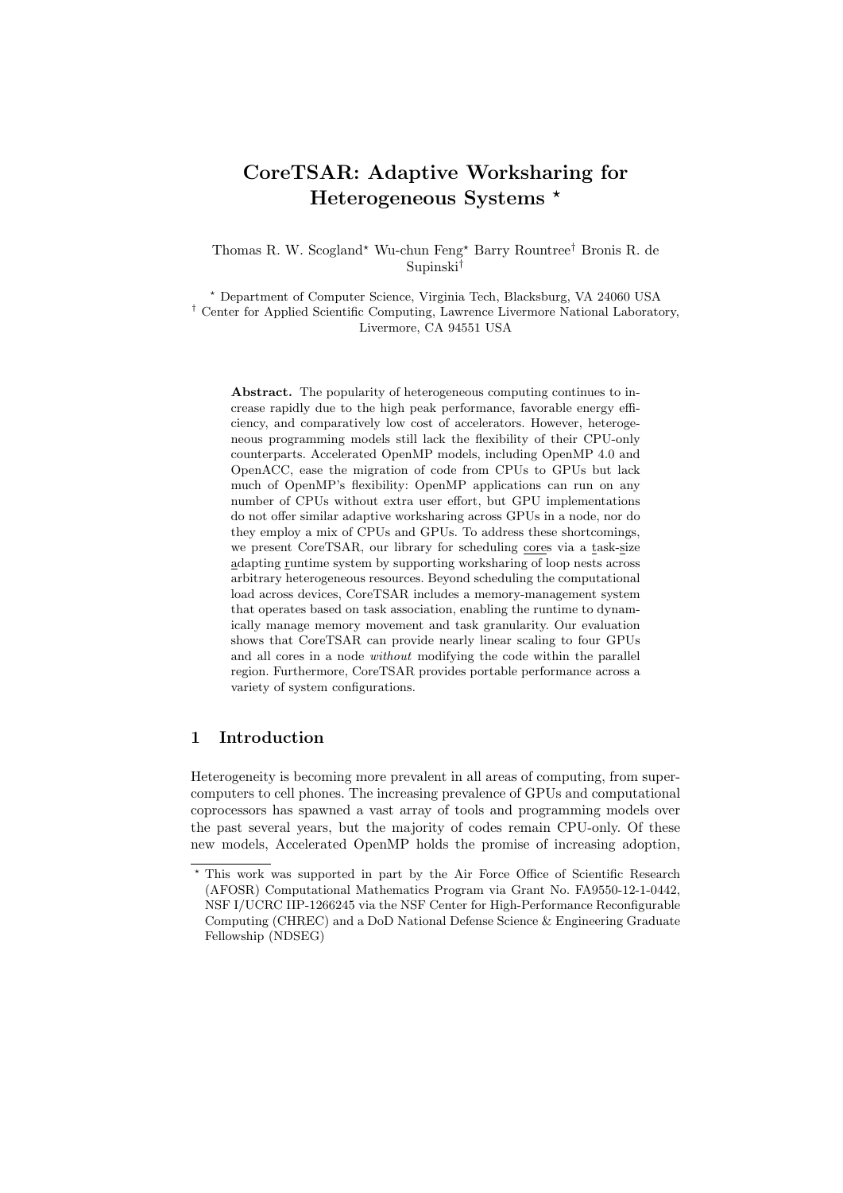# CoreTSAR: Adaptive Worksharing for Heterogeneous Systems [⋆]

Thomas R. W. Scogland[⋆] Wu-chun Feng[⋆] Barry Rountree[†] Bronis R. de Supinski[†]

[⋆] Department of Computer Science, Virginia Tech, Blacksburg, VA 24060 USA
[†] Center for Applied Scientific Computing, Lawrence Livermore National Laboratory, Livermore, CA 94551 USA

**Abstract.** The popularity of heterogeneous computing continues to increase rapidly due to the high peak performance, favorable energy efficiency, and comparatively low cost of accelerators. However, heterogeneous programming models still lack the flexibility of their CPU-only counterparts. Accelerated OpenMP models, including OpenMP 4.0 and OpenACC, ease the migration of code from CPUs to GPUs but lack much of OpenMP's flexibility: OpenMP applications can run on any number of CPUs without extra user effort, but GPU implementations do not offer similar adaptive worksharing across GPUs in a node, nor do they employ a mix of CPUs and GPUs. To address these shortcomings, we present CoreTSAR, our library for scheduling cores via a task-size adapting runtime system by supporting worksharing of loop nests across arbitrary heterogeneous resources. Beyond scheduling the computational load across devices, CoreTSAR includes a memory-management system that operates based on task association, enabling the runtime to dynamically manage memory movement and task granularity. Our evaluation shows that CoreTSAR can provide nearly linear scaling to four GPUs and all cores in a node *without* modifying the code within the parallel region. Furthermore, CoreTSAR provides portable performance across a variety of system configurations.

## 1 Introduction

Heterogeneity is becoming more prevalent in all areas of computing, from supercomputers to cell phones. The increasing prevalence of GPUs and computational coprocessors has spawned a vast array of tools and programming models over the past several years, but the majority of codes remain CPU-only. Of these new models, Accelerated OpenMP holds the promise of increasing adoption,

[⋆] This work was supported in part by the Air Force Office of Scientific Research (AFOSR) Computational Mathematics Program via Grant No. FA9550-12-1-0442, NSF I/UCRC IIP-1266245 via the NSF Center for High-Performance Reconfigurable Computing (CHREC) and a DoD National Defense Science & Engineering Graduate Fellowship (NDSEG)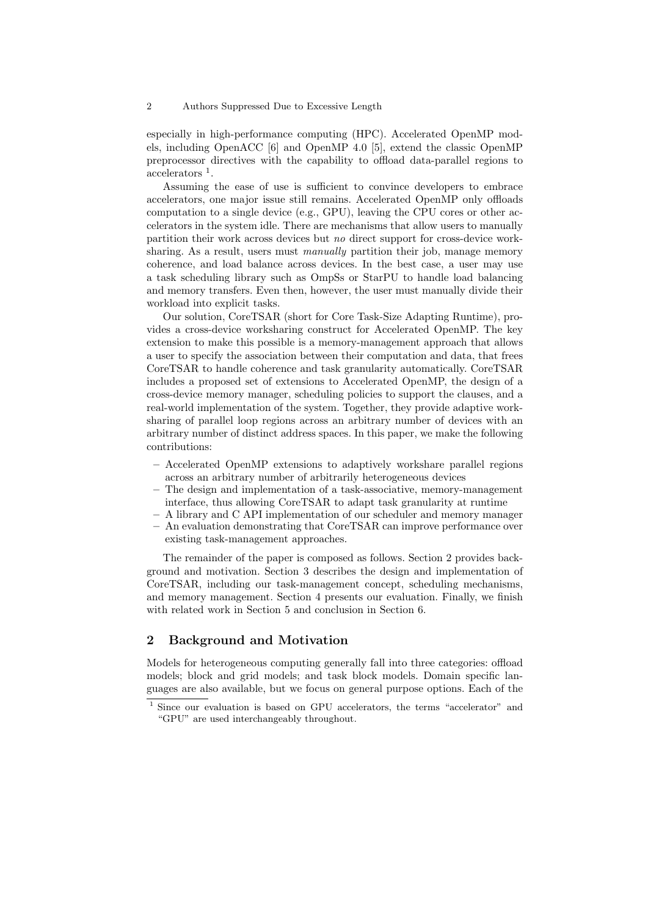especially in high-performance computing (HPC). Accelerated OpenMP models, including OpenACC [6] and OpenMP 4.0 [5], extend the classic OpenMP preprocessor directives with the capability to offload data-parallel regions to accelerators [1].

Assuming the ease of use is sufficient to convince developers to embrace accelerators, one major issue still remains. Accelerated OpenMP only offloads computation to a single device (e.g., GPU), leaving the CPU cores or other accelerators in the system idle. There are mechanisms that allow users to manually partition their work across devices but *no* direct support for cross-device worksharing. As a result, users must *manually* partition their job, manage memory coherence, and load balance across devices. In the best case, a user may use a task scheduling library such as OmpSs or StarPU to handle load balancing and memory transfers. Even then, however, the user must manually divide their workload into explicit tasks.

Our solution, CoreTSAR (short for Core Task-Size Adapting Runtime), provides a cross-device worksharing construct for Accelerated OpenMP. The key extension to make this possible is a memory-management approach that allows a user to specify the association between their computation and data, that frees CoreTSAR to handle coherence and task granularity automatically. CoreTSAR includes a proposed set of extensions to Accelerated OpenMP, the design of a cross-device memory manager, scheduling policies to support the clauses, and a real-world implementation of the system. Together, they provide adaptive worksharing of parallel loop regions across an arbitrary number of devices with an arbitrary number of distinct address spaces. In this paper, we make the following contributions:

- Accelerated OpenMP extensions to adaptively workshare parallel regions across an arbitrary number of arbitrarily heterogeneous devices
- The design and implementation of a task-associative, memory-management interface, thus allowing CoreTSAR to adapt task granularity at runtime
- A library and C API implementation of our scheduler and memory manager
- An evaluation demonstrating that CoreTSAR can improve performance over existing task-management approaches.

The remainder of the paper is composed as follows. Section 2 provides background and motivation. Section 3 describes the design and implementation of CoreTSAR, including our task-management concept, scheduling mechanisms, and memory management. Section 4 presents our evaluation. Finally, we finish with related work in Section 5 and conclusion in Section 6.

## 2 Background and Motivation

Models for heterogeneous computing generally fall into three categories: offload models; block and grid models; and task block models. Domain specific languages are also available, but we focus on general purpose options. Each of the

[1] Since our evaluation is based on GPU accelerators, the terms "accelerator" and "GPU" are used interchangeably throughout.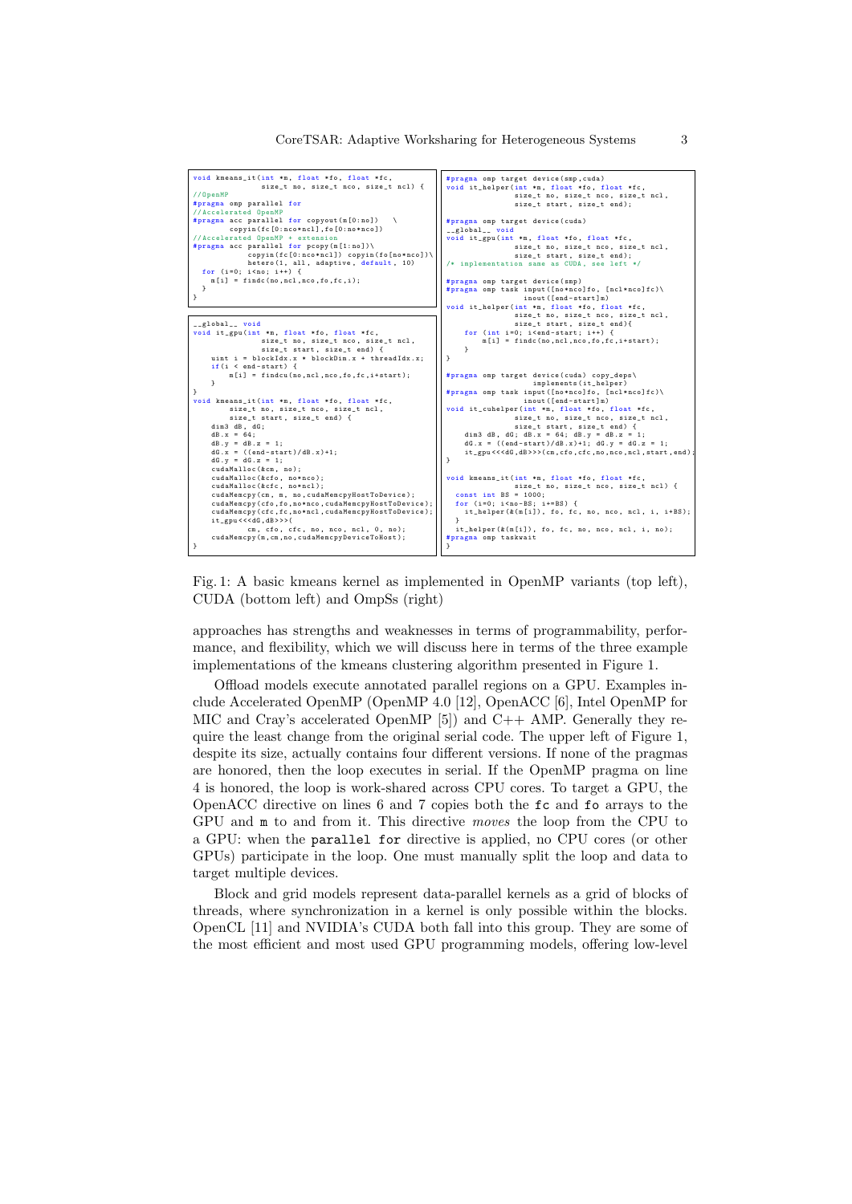```c
void kmeans_it(int *m, float *fo, float *fc,
               size_t no, size_t nco, size_t ncl) {
//OpenMP
#pragma omp parallel for
//Accelerated OpenMP
#pragma acc parallel for copyout(m[0:no])   \
        copyin(fc[0:nco*ncl],fo[0:no*nco])
//Accelerated OpenMP + extension
#pragma acc parallel for pcopy(m[1:no])\
            copyin(fc[0:nco*ncl]) copyin(fo[no*nco])\
            hetero(1, all, adaptive, default, 10)
  for (i=0; i<no; i++) {
    m[i] = findc(no,ncl,nco,fo,fc,i);
  }
}
```

```c
__global__ void
void it_gpu(int *m, float *fo, float *fc,
               size_t no, size_t nco, size_t ncl,
               size_t start, size_t end) {
    uint i = blockIdx.x * blockDim.x + threadIdx.x;
    if(i < end-start) {
        m[i] = findcu(no,ncl,nco,fo,fc,i+start);
    }
}
void kmeans_it(int *m, float *fo, float *fc,
        size_t no, size_t nco, size_t ncl,
        size_t start, size_t end) {
    dim3 dB, dG;
    dB.x = 64;
    dB.y = dB.z = 1;
    dG.x = ((end-start)/dB.x)+1;
    dG.y = dG.z = 1;
    cudaMalloc(&cm, no);
    cudaMalloc(&cfo, no*nco);
    cudaMalloc(&cfc, no*ncl);
    cudaMemcpy(cm, m, no,cudaMemcpyHostToDevice);
    cudaMemcpy(cfo,fo,no*nco,cudaMemcpyHostToDevice);
    cudaMemcpy(cfc,fc,no*ncl,cudaMemcpyHostToDevice);
    it_gpu<<<dG,dB>>>(
          cm, cfo, cfc, no, nco, ncl, 0, no);
    cudaMemcpy(m,cm,no,cudaMemcpyDeviceToHost);
}
```

```c
#pragma omp target device(smp,cuda)
void it_helper(int *m, float *fo, float *fc,
               size_t no, size_t nco, size_t ncl,
               size_t start, size_t end);

#pragma omp target device(cuda)
__global__ void
void it_gpu(int *m, float *fo, float *fc,
               size_t no, size_t nco, size_t ncl,
               size_t start, size_t end);
/* implementation same as CUDA, see left */

#pragma omp target device(smp)
#pragma omp task input([no*nco]fo, [ncl*nco]fc)\
               inout([end-start]m)
void it_helper(int *m, float *fo, float *fc,
               size_t no, size_t nco, size_t ncl,
               size_t start, size_t end){
    for (int i=0; i<end-start; i++) {
        m[i] = findc(no,ncl,nco,fo,fc,i+start);
    }
}

#pragma omp target device(cuda) copy_deps\
                   implements(it_helper)
#pragma omp task input([no*nco]fo, [ncl*nco]fc)\
               inout([end-start]m)
void it_cuhelper(int *m, float *fo, float *fc,
               size_t no, size_t nco, size_t ncl,
               size_t start, size_t end) {
    dim3 dB, dG; dB.x = 64; dB.y = dB.z = 1;
    dG.x = ((end-start)/dB.x)+1; dG.y = dG.z = 1;
    it_gpu<<<dG,dB>>>(cm,cfo,cfc,no,nco,ncl,start,end);
}

void kmeans_it(int *m, float *fo, float *fc,
               size_t no, size_t nco, size_t ncl) {
  const int BS = 1000;
  for (i=0; i<no-BS; i+=BS) {
    it_helper(&(m[i]), fo, fc, no, nco, ncl, i, i+BS);
  }
  it_helper(&(m[i]), fo, fc, no, nco, ncl, i, no);
#pragma omp taskwait
}
```

Fig. 1: A basic kmeans kernel as implemented in OpenMP variants (top left), CUDA (bottom left) and OmpSs (right)

approaches has strengths and weaknesses in terms of programmability, performance, and flexibility, which we will discuss here in terms of the three example implementations of the kmeans clustering algorithm presented in Figure 1.

Offload models execute annotated parallel regions on a GPU. Examples include Accelerated OpenMP (OpenMP 4.0 [12], OpenACC [6], Intel OpenMP for MIC and Cray's accelerated OpenMP [5]) and C++ AMP. Generally they require the least change from the original serial code. The upper left of Figure 1, despite its size, actually contains four different versions. If none of the pragmas are honored, then the loop executes in serial. If the OpenMP pragma on line 4 is honored, the loop is work-shared across CPU cores. To target a GPU, the OpenACC directive on lines 6 and 7 copies both the `fc` and `fo` arrays to the GPU and `m` to and from it. This directive *moves* the loop from the CPU to a GPU: when the `parallel for` directive is applied, no CPU cores (or other GPUs) participate in the loop. One must manually split the loop and data to target multiple devices.

Block and grid models represent data-parallel kernels as a grid of blocks of threads, where synchronization in a kernel is only possible within the blocks. OpenCL [11] and NVIDIA's CUDA both fall into this group. They are some of the most efficient and most used GPU programming models, offering low-level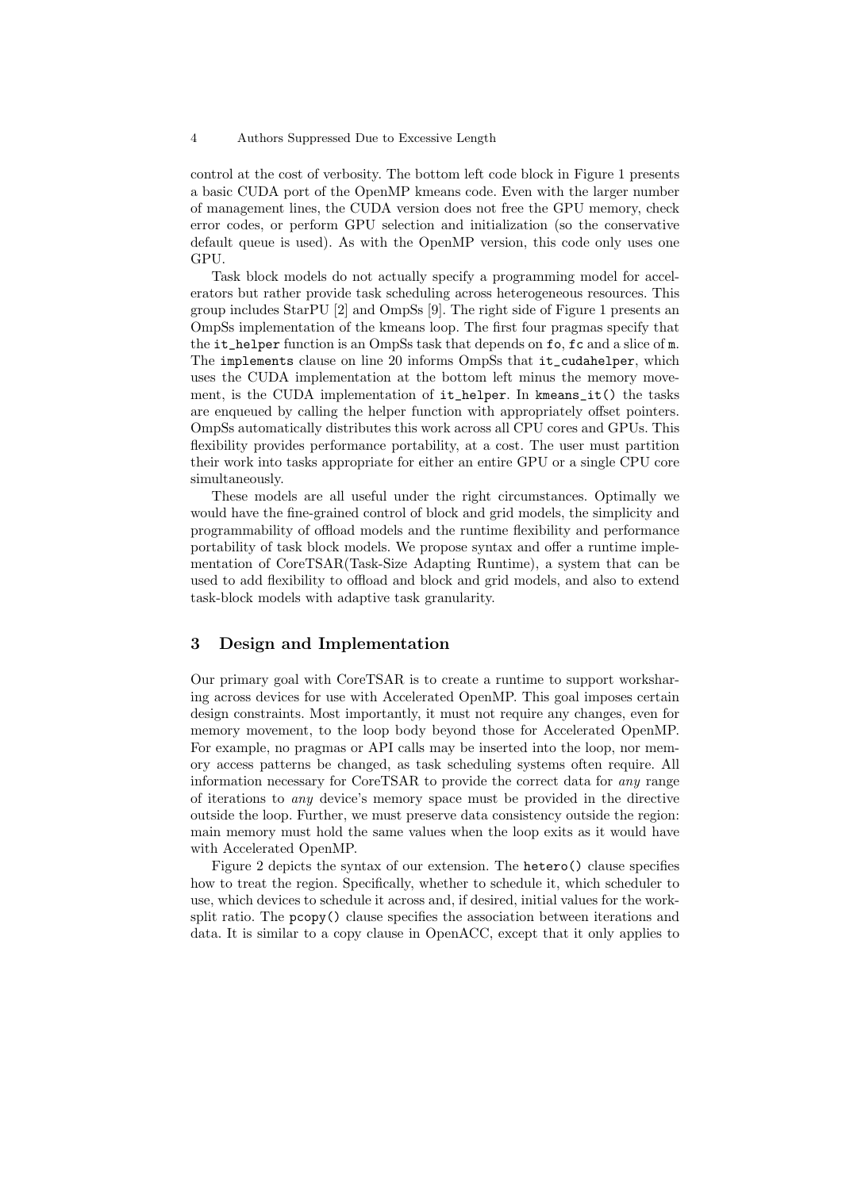control at the cost of verbosity. The bottom left code block in Figure 1 presents a basic CUDA port of the OpenMP kmeans code. Even with the larger number of management lines, the CUDA version does not free the GPU memory, check error codes, or perform GPU selection and initialization (so the conservative default queue is used). As with the OpenMP version, this code only uses one GPU.

Task block models do not actually specify a programming model for accelerators but rather provide task scheduling across heterogeneous resources. This group includes StarPU [2] and OmpSs [9]. The right side of Figure 1 presents an OmpSs implementation of the kmeans loop. The first four pragmas specify that the `it_helper` function is an OmpSs task that depends on `fo`, `fc` and a slice of `m`. The `implements` clause on line 20 informs OmpSs that `it_cudahelper`, which uses the CUDA implementation at the bottom left minus the memory movement, is the CUDA implementation of `it_helper`. In `kmeans_it()` the tasks are enqueued by calling the helper function with appropriately offset pointers. OmpSs automatically distributes this work across all CPU cores and GPUs. This flexibility provides performance portability, at a cost. The user must partition their work into tasks appropriate for either an entire GPU or a single CPU core simultaneously.

These models are all useful under the right circumstances. Optimally we would have the fine-grained control of block and grid models, the simplicity and programmability of offload models and the runtime flexibility and performance portability of task block models. We propose syntax and offer a runtime implementation of CoreTSAR(Task-Size Adapting Runtime), a system that can be used to add flexibility to offload and block and grid models, and also to extend task-block models with adaptive task granularity.

## 3 Design and Implementation

Our primary goal with CoreTSAR is to create a runtime to support worksharing across devices for use with Accelerated OpenMP. This goal imposes certain design constraints. Most importantly, it must not require any changes, even for memory movement, to the loop body beyond those for Accelerated OpenMP. For example, no pragmas or API calls may be inserted into the loop, nor memory access patterns be changed, as task scheduling systems often require. All information necessary for CoreTSAR to provide the correct data for *any* range of iterations to *any* device's memory space must be provided in the directive outside the loop. Further, we must preserve data consistency outside the region: main memory must hold the same values when the loop exits as it would have with Accelerated OpenMP.

Figure 2 depicts the syntax of our extension. The `hetero()` clause specifies how to treat the region. Specifically, whether to schedule it, which scheduler to use, which devices to schedule it across and, if desired, initial values for the work-split ratio. The `pcopy()` clause specifies the association between iterations and data. It is similar to a copy clause in OpenACC, except that it only applies to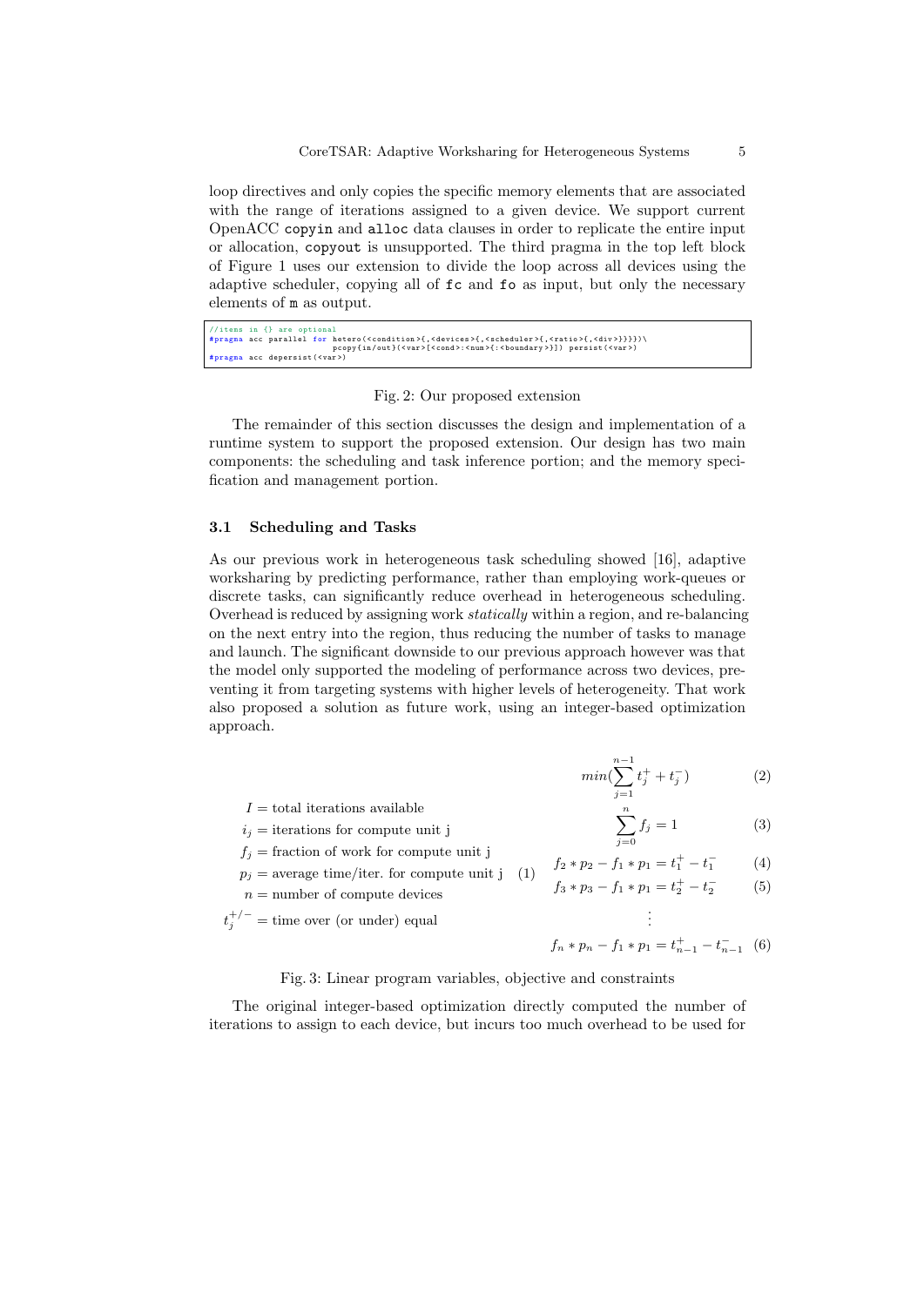loop directives and only copies the specific memory elements that are associated with the range of iterations assigned to a given device. We support current OpenACC `copyin` and `alloc` data clauses in order to replicate the entire input or allocation, `copyout` is unsupported. The third pragma in the top left block of Figure 1 uses our extension to divide the loop across all devices using the adaptive scheduler, copying all of `fc` and `fo` as input, but only the necessary elements of `m` as output.

```
//items in {} are optional
#pragma acc parallel for hetero(<condition>{,<devices>{,<scheduler>{,<ratio>{,<div>}}}})\
                    pcopy{in/out}(<var>[<cond>:<num>{:<boundary>}]) persist(<var>)
#pragma acc depersist(<var>)
```

Fig. 2: Our proposed extension

The remainder of this section discusses the design and implementation of a runtime system to support the proposed extension. Our design has two main components: the scheduling and task inference portion; and the memory specification and management portion.

### 3.1 Scheduling and Tasks

As our previous work in heterogeneous task scheduling showed [16], adaptive worksharing by predicting performance, rather than employing work-queues or discrete tasks, can significantly reduce overhead in heterogeneous scheduling. Overhead is reduced by assigning work *statically* within a region, and re-balancing on the next entry into the region, thus reducing the number of tasks to manage and launch. The significant downside to our previous approach however was that the model only supported the modeling of performance across two devices, preventing it from targeting systems with higher levels of heterogeneity. That work also proposed a solution as future work, using an integer-based optimization approach.

$$
\begin{aligned}
I &= \text{total iterations available} \\
i_j &= \text{iterations for compute unit j} \\
f_j &= \text{fraction of work for compute unit j} \\
p_j &= \text{average time/iter. for compute unit j} \\
n &= \text{number of compute devices} \\
t_j^{+/-} &= \text{time over (or under) equal}
\end{aligned} \tag{1}
$$

$$min(\sum_{j=1}^{n-1} t_j^+ + t_j^-) \tag{2}$$

$$\sum_{j=0}^{n} f_j = 1 \tag{3}$$

$$f_2 * p_2 - f_1 * p_1 = t_1^+ - t_1^- \tag{4}$$

$$f_3 * p_3 - f_1 * p_1 = t_2^+ - t_2^- \tag{5}$$

$$\vdots$$

$$f_n * p_n - f_1 * p_1 = t_{n-1}^+ - t_{n-1}^- \tag{6}$$

Fig. 3: Linear program variables, objective and constraints

The original integer-based optimization directly computed the number of iterations to assign to each device, but incurs too much overhead to be used for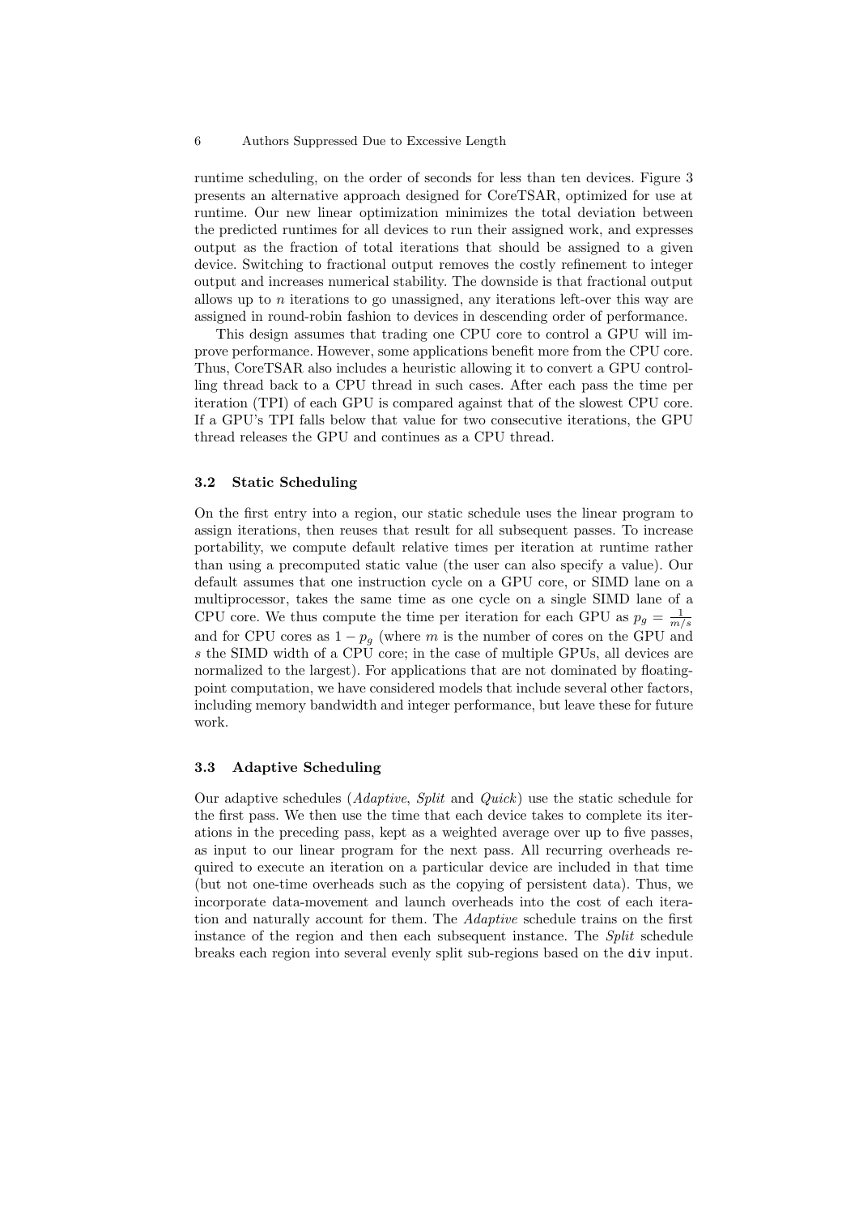runtime scheduling, on the order of seconds for less than ten devices. Figure 3 presents an alternative approach designed for CoreTSAR, optimized for use at runtime. Our new linear optimization minimizes the total deviation between the predicted runtimes for all devices to run their assigned work, and expresses output as the fraction of total iterations that should be assigned to a given device. Switching to fractional output removes the costly refinement to integer output and increases numerical stability. The downside is that fractional output allows up to $n$ iterations to go unassigned, any iterations left-over this way are assigned in round-robin fashion to devices in descending order of performance.

This design assumes that trading one CPU core to control a GPU will improve performance. However, some applications benefit more from the CPU core. Thus, CoreTSAR also includes a heuristic allowing it to convert a GPU controlling thread back to a CPU thread in such cases. After each pass the time per iteration (TPI) of each GPU is compared against that of the slowest CPU core. If a GPU's TPI falls below that value for two consecutive iterations, the GPU thread releases the GPU and continues as a CPU thread.

### 3.2 Static Scheduling

On the first entry into a region, our static schedule uses the linear program to assign iterations, then reuses that result for all subsequent passes. To increase portability, we compute default relative times per iteration at runtime rather than using a precomputed static value (the user can also specify a value). Our default assumes that one instruction cycle on a GPU core, or SIMD lane on a multiprocessor, takes the same time as one cycle on a single SIMD lane of a CPU core. We thus compute the time per iteration for each GPU as $p_g = \frac{1}{m/s}$ and for CPU cores as $1 - p_g$ (where $m$ is the number of cores on the GPU and $s$ the SIMD width of a CPU core; in the case of multiple GPUs, all devices are normalized to the largest). For applications that are not dominated by floating-point computation, we have considered models that include several other factors, including memory bandwidth and integer performance, but leave these for future work.

### 3.3 Adaptive Scheduling

Our adaptive schedules (*Adaptive*, *Split* and *Quick*) use the static schedule for the first pass. We then use the time that each device takes to complete its iterations in the preceding pass, kept as a weighted average over up to five passes, as input to our linear program for the next pass. All recurring overheads required to execute an iteration on a particular device are included in that time (but not one-time overheads such as the copying of persistent data). Thus, we incorporate data-movement and launch overheads into the cost of each iteration and naturally account for them. The *Adaptive* schedule trains on the first instance of the region and then each subsequent instance. The *Split* schedule breaks each region into several evenly split sub-regions based on the `div` input.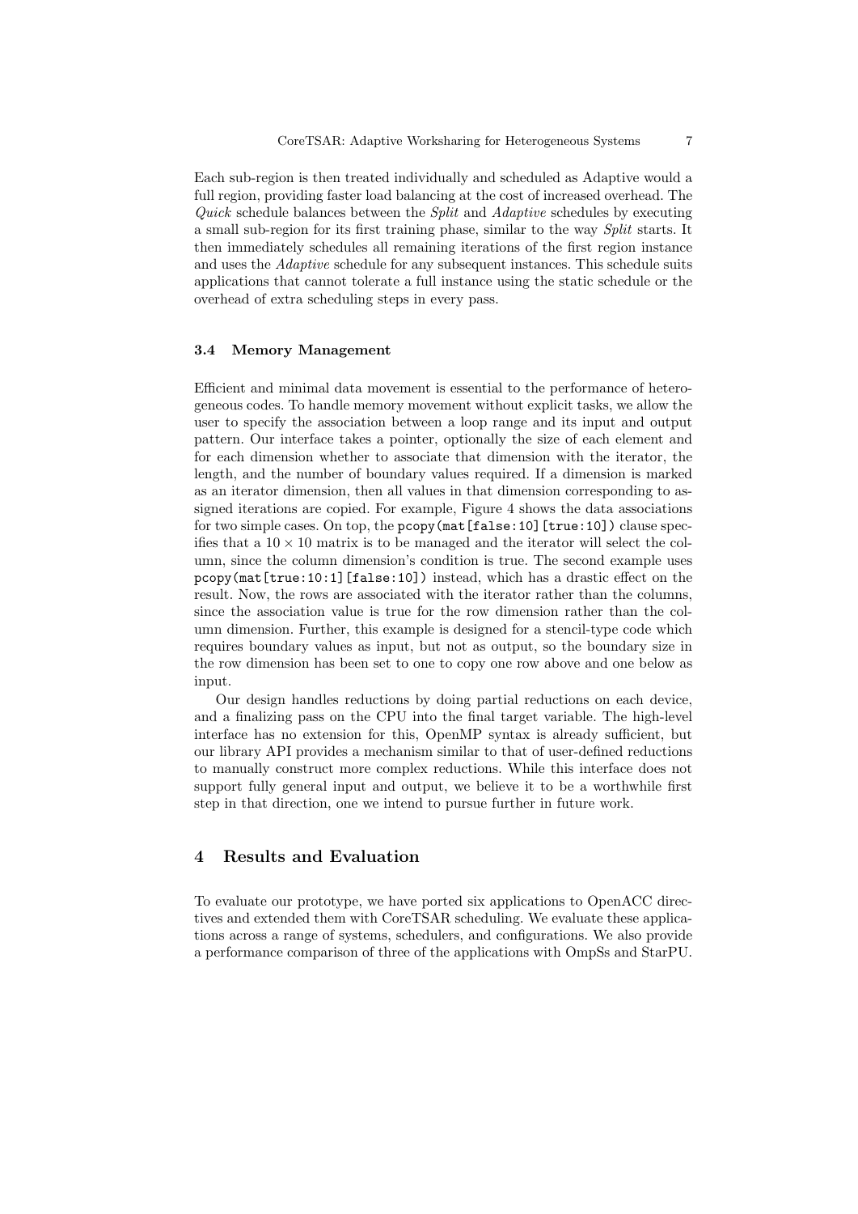Each sub-region is then treated individually and scheduled as Adaptive would a full region, providing faster load balancing at the cost of increased overhead. The *Quick* schedule balances between the *Split* and *Adaptive* schedules by executing a small sub-region for its first training phase, similar to the way *Split* starts. It then immediately schedules all remaining iterations of the first region instance and uses the *Adaptive* schedule for any subsequent instances. This schedule suits applications that cannot tolerate a full instance using the static schedule or the overhead of extra scheduling steps in every pass.

### 3.4 Memory Management

Efficient and minimal data movement is essential to the performance of heterogeneous codes. To handle memory movement without explicit tasks, we allow the user to specify the association between a loop range and its input and output pattern. Our interface takes a pointer, optionally the size of each element and for each dimension whether to associate that dimension with the iterator, the length, and the number of boundary values required. If a dimension is marked as an iterator dimension, then all values in that dimension corresponding to assigned iterations are copied. For example, Figure 4 shows the data associations for two simple cases. On top, the `pcopy(mat[false:10][true:10])` clause specifies that a $10 \times 10$ matrix is to be managed and the iterator will select the column, since the column dimension's condition is true. The second example uses `pcopy(mat[true:10:1][false:10])` instead, which has a drastic effect on the result. Now, the rows are associated with the iterator rather than the columns, since the association value is true for the row dimension rather than the column dimension. Further, this example is designed for a stencil-type code which requires boundary values as input, but not as output, so the boundary size in the row dimension has been set to one to copy one row above and one below as input.

Our design handles reductions by doing partial reductions on each device, and a finalizing pass on the CPU into the final target variable. The high-level interface has no extension for this, OpenMP syntax is already sufficient, but our library API provides a mechanism similar to that of user-defined reductions to manually construct more complex reductions. While this interface does not support fully general input and output, we believe it to be a worthwhile first step in that direction, one we intend to pursue further in future work.

## 4 Results and Evaluation

To evaluate our prototype, we have ported six applications to OpenACC directives and extended them with CoreTSAR scheduling. We evaluate these applications across a range of systems, schedulers, and configurations. We also provide a performance comparison of three of the applications with OmpSs and StarPU.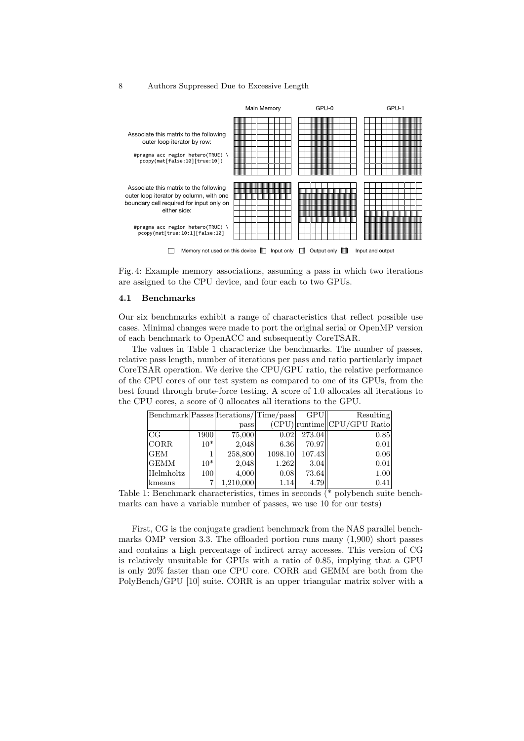Associate this matrix to the following outer loop iterator by row:

```
#pragma acc region hetero(TRUE) \
  pcopy(mat[false:10][true:10])
```

Associate this matrix to the following outer loop iterator by column, with one boundary cell required for input only on either side:

```
#pragma acc region hetero(TRUE) \
  pcopy(mat[true:10:1][false:10]
```

Main Memory | GPU-0 | GPU-1

Memory not used on this device | Input only | Output only | Input and output

Fig. 4: Example memory associations, assuming a pass in which two iterations are assigned to the CPU device, and four each to two GPUs.

### 4.1 Benchmarks

Our six benchmarks exhibit a range of characteristics that reflect possible use cases. Minimal changes were made to port the original serial or OpenMP version of each benchmark to OpenACC and subsequently CoreTSAR.

The values in Table 1 characterize the benchmarks. The number of passes, relative pass length, number of iterations per pass and ratio particularly impact CoreTSAR operation. We derive the CPU/GPU ratio, the relative performance of the CPU cores of our test system as compared to one of its GPUs, from the best found through brute-force testing. A score of 1.0 allocates all iterations to the CPU cores, a score of 0 allocates all iterations to the GPU.

| Benchmark | Passes | Iterations/ pass | Time/pass (CPU) | GPU runtime | Resulting CPU/GPU Ratio |
|---|---|---|---|---|---|
| CG | 1900 | 75,000 | 0.02 | 273.04 | 0.85 |
| CORR | 10* | 2,048 | 6.36 | 70.97 | 0.01 |
| GEM | 1 | 258,800 | 1098.10 | 107.43 | 0.06 |
| GEMM | 10* | 2,048 | 1.262 | 3.04 | 0.01 |
| Helmholtz | 100 | 4,000 | 0.08 | 73.64 | 1.00 |
| kmeans | 7 | 1,210,000 | 1.14 | 4.79 | 0.41 |

Table 1: Benchmark characteristics, times in seconds (* polybench suite benchmarks can have a variable number of passes, we use 10 for our tests)

First, CG is the conjugate gradient benchmark from the NAS parallel benchmarks OMP version 3.3. The offloaded portion runs many (1,900) short passes and contains a high percentage of indirect array accesses. This version of CG is relatively unsuitable for GPUs with a ratio of 0.85, implying that a GPU is only 20% faster than one CPU core. CORR and GEMM are both from the PolyBench/GPU [10] suite. CORR is an upper triangular matrix solver with a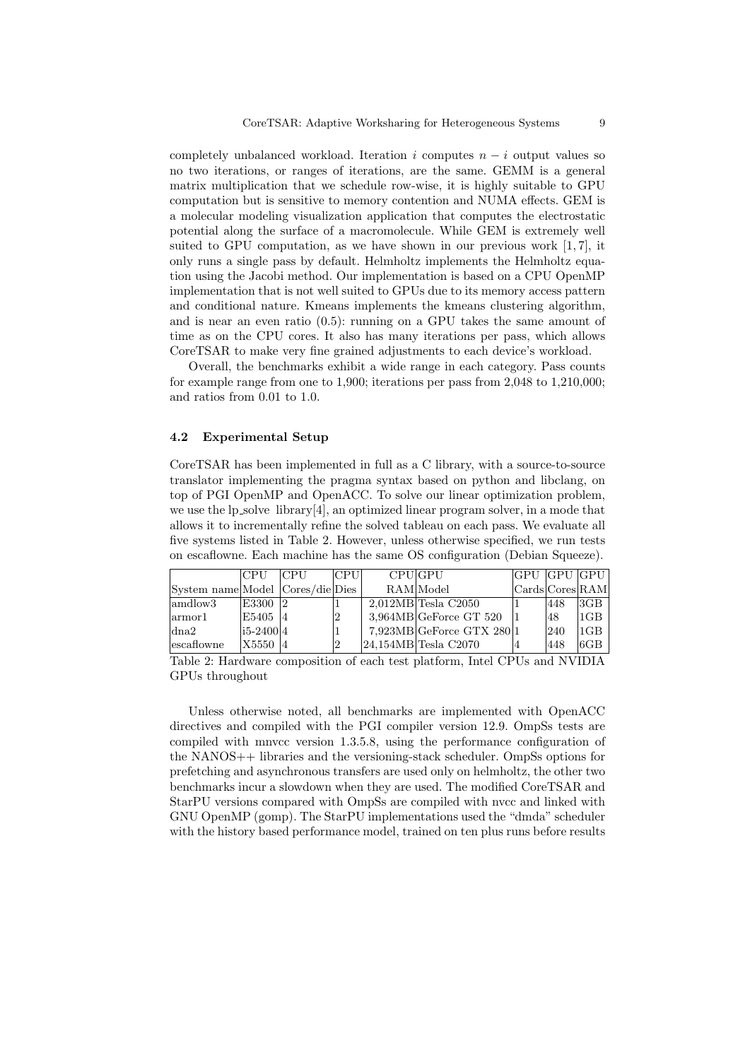completely unbalanced workload. Iteration $i$ computes $n - i$ output values so no two iterations, or ranges of iterations, are the same. GEMM is a general matrix multiplication that we schedule row-wise, it is highly suitable to GPU computation but is sensitive to memory contention and NUMA effects. GEM is a molecular modeling visualization application that computes the electrostatic potential along the surface of a macromolecule. While GEM is extremely well suited to GPU computation, as we have shown in our previous work [1, 7], it only runs a single pass by default. Helmholtz implements the Helmholtz equation using the Jacobi method. Our implementation is based on a CPU OpenMP implementation that is not well suited to GPUs due to its memory access pattern and conditional nature. Kmeans implements the kmeans clustering algorithm, and is near an even ratio (0.5): running on a GPU takes the same amount of time as on the CPU cores. It also has many iterations per pass, which allows CoreTSAR to make very fine grained adjustments to each device's workload.

Overall, the benchmarks exhibit a wide range in each category. Pass counts for example range from one to 1,900; iterations per pass from 2,048 to 1,210,000; and ratios from 0.01 to 1.0.

### 4.2 Experimental Setup

CoreTSAR has been implemented in full as a C library, with a source-to-source translator implementing the pragma syntax based on python and libclang, on top of PGI OpenMP and OpenACC. To solve our linear optimization problem, we use the lp_solve library[4], an optimized linear program solver, in a mode that allows it to incrementally refine the solved tableau on each pass. We evaluate all five systems listed in Table 2. However, unless otherwise specified, we run tests on escaflowne. Each machine has the same OS configuration (Debian Squeeze).

| System name | CPU Model | CPU Cores/die | CPU Dies | CPU RAM | GPU Model | GPU Cards | GPU Cores | GPU RAM |
|---|---|---|---|---|---|---|---|---|
| amdlow3 | E3300 | 2 | 1 | 2,012MB | Tesla C2050 | 1 | 448 | 3GB |
| armor1 | E5405 | 4 | 2 | 3,964MB | GeForce GT 520 | 1 | 48 | 1GB |
| dna2 | i5-2400 | 4 | 1 | 7,923MB | GeForce GTX 280 | 1 | 240 | 1GB |
| escaflowne | X5550 | 4 | 2 | 24,154MB | Tesla C2070 | 4 | 448 | 6GB |

Table 2: Hardware composition of each test platform, Intel CPUs and NVIDIA GPUs throughout

Unless otherwise noted, all benchmarks are implemented with OpenACC directives and compiled with the PGI compiler version 12.9. OmpSs tests are compiled with mnvcc version 1.3.5.8, using the performance configuration of the NANOS++ libraries and the versioning-stack scheduler. OmpSs options for prefetching and asynchronous transfers are used only on helmholtz, the other two benchmarks incur a slowdown when they are used. The modified CoreTSAR and StarPU versions compared with OmpSs are compiled with nvcc and linked with GNU OpenMP (gomp). The StarPU implementations used the "dmda" scheduler with the history based performance model, trained on ten plus runs before results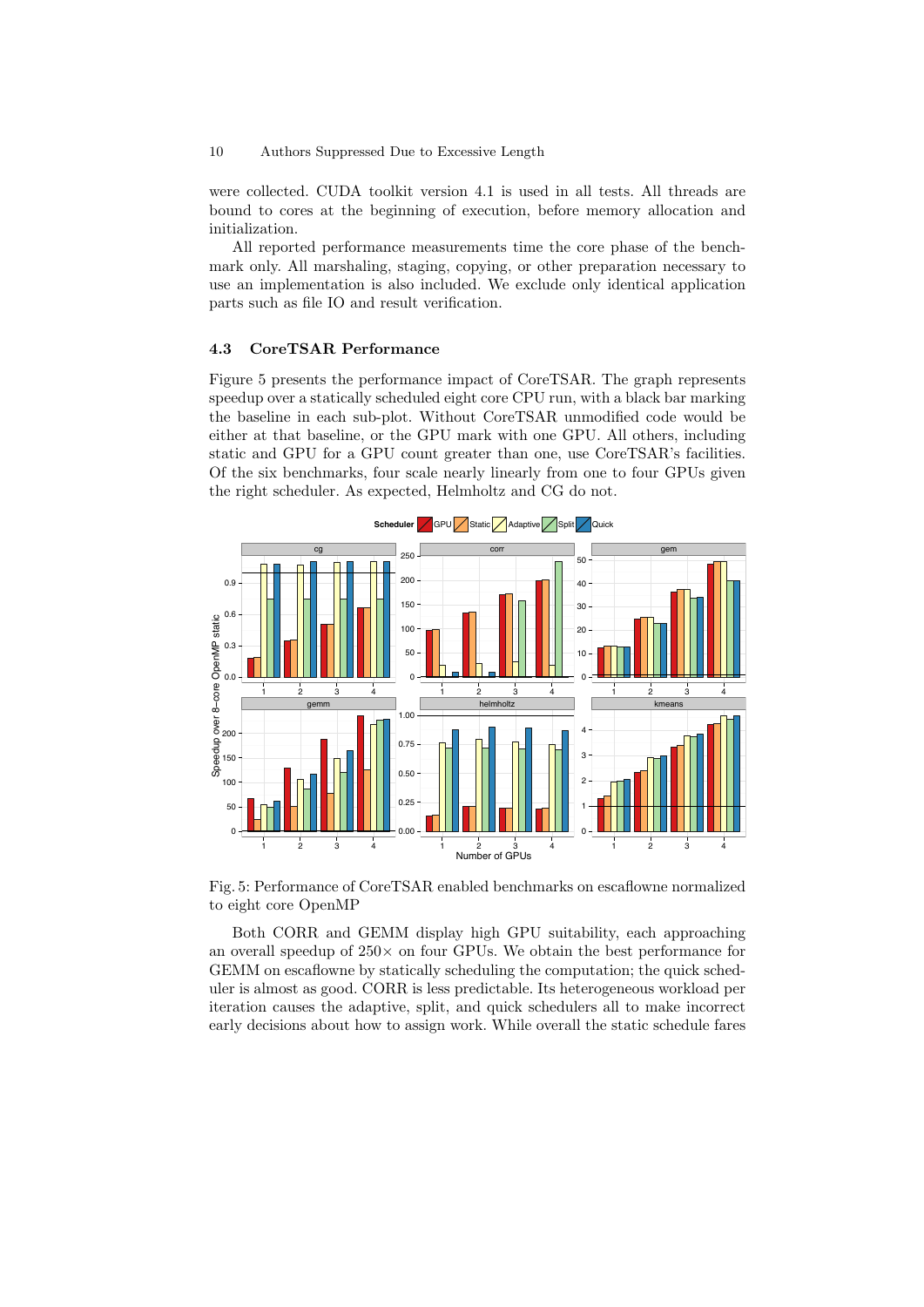were collected. CUDA toolkit version 4.1 is used in all tests. All threads are bound to cores at the beginning of execution, before memory allocation and initialization.

All reported performance measurements time the core phase of the benchmark only. All marshaling, staging, copying, or other preparation necessary to use an implementation is also included. We exclude only identical application parts such as file IO and result verification.

### 4.3 CoreTSAR Performance

Figure 5 presents the performance impact of CoreTSAR. The graph represents speedup over a statically scheduled eight core CPU run, with a black bar marking the baseline in each sub-plot. Without CoreTSAR unmodified code would be either at that baseline, or the GPU mark with one GPU. All others, including static and GPU for a GPU count greater than one, use CoreTSAR's facilities. Of the six benchmarks, four scale nearly linearly from one to four GPUs given the right scheduler. As expected, Helmholtz and CG do not.

Fig. 5: Performance of CoreTSAR enabled benchmarks on escaflowne normalized to eight core OpenMP

Both CORR and GEMM display high GPU suitability, each approaching an overall speedup of $250\times$ on four GPUs. We obtain the best performance for GEMM on escaflowne by statically scheduling the computation; the quick scheduler is almost as good. CORR is less predictable. Its heterogeneous workload per iteration causes the adaptive, split, and quick schedulers all to make incorrect early decisions about how to assign work. While overall the static schedule fares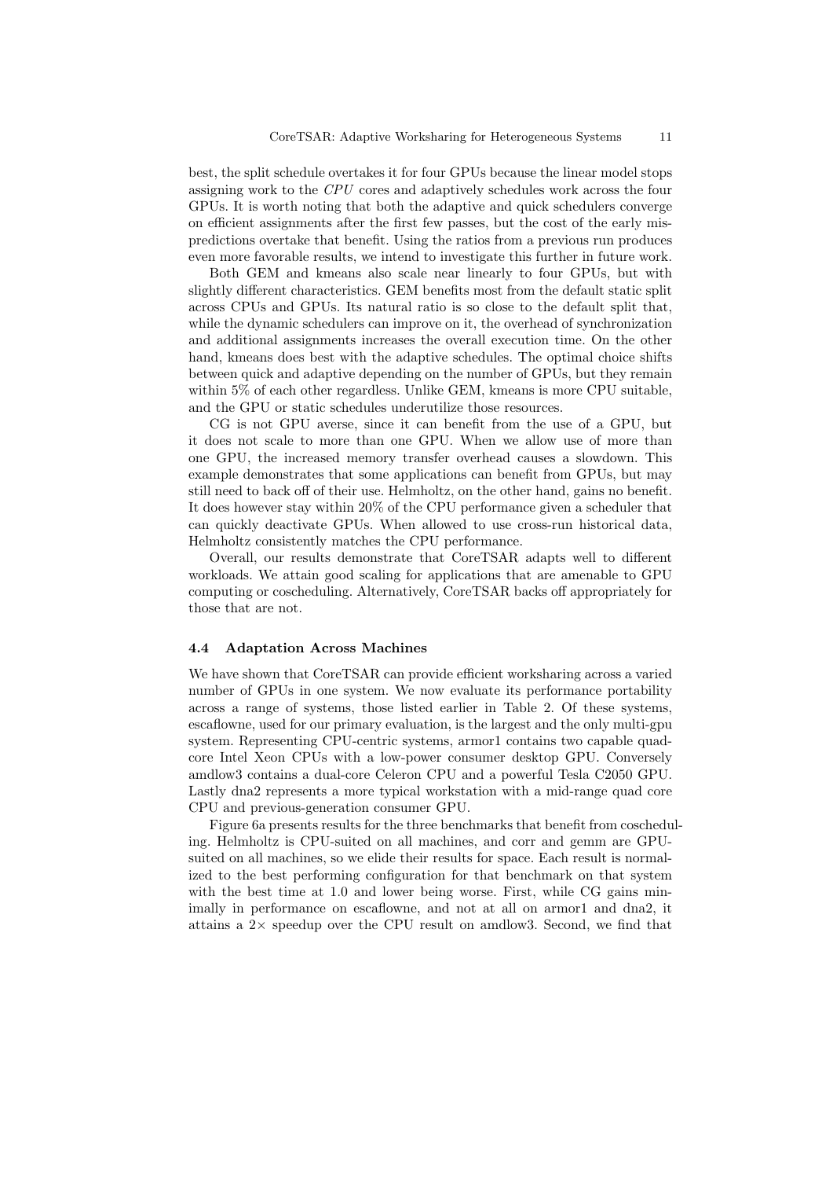best, the split schedule overtakes it for four GPUs because the linear model stops assigning work to the *CPU* cores and adaptively schedules work across the four GPUs. It is worth noting that both the adaptive and quick schedulers converge on efficient assignments after the first few passes, but the cost of the early mispredictions overtake that benefit. Using the ratios from a previous run produces even more favorable results, we intend to investigate this further in future work.

Both GEM and kmeans also scale near linearly to four GPUs, but with slightly different characteristics. GEM benefits most from the default static split across CPUs and GPUs. Its natural ratio is so close to the default split that, while the dynamic schedulers can improve on it, the overhead of synchronization and additional assignments increases the overall execution time. On the other hand, kmeans does best with the adaptive schedules. The optimal choice shifts between quick and adaptive depending on the number of GPUs, but they remain within 5% of each other regardless. Unlike GEM, kmeans is more CPU suitable, and the GPU or static schedules underutilize those resources.

CG is not GPU averse, since it can benefit from the use of a GPU, but it does not scale to more than one GPU. When we allow use of more than one GPU, the increased memory transfer overhead causes a slowdown. This example demonstrates that some applications can benefit from GPUs, but may still need to back off of their use. Helmholtz, on the other hand, gains no benefit. It does however stay within 20% of the CPU performance given a scheduler that can quickly deactivate GPUs. When allowed to use cross-run historical data, Helmholtz consistently matches the CPU performance.

Overall, our results demonstrate that CoreTSAR adapts well to different workloads. We attain good scaling for applications that are amenable to GPU computing or coscheduling. Alternatively, CoreTSAR backs off appropriately for those that are not.

### 4.4 Adaptation Across Machines

We have shown that CoreTSAR can provide efficient worksharing across a varied number of GPUs in one system. We now evaluate its performance portability across a range of systems, those listed earlier in Table 2. Of these systems, escaflowne, used for our primary evaluation, is the largest and the only multi-gpu system. Representing CPU-centric systems, armor1 contains two capable quad-core Intel Xeon CPUs with a low-power consumer desktop GPU. Conversely amdlow3 contains a dual-core Celeron CPU and a powerful Tesla C2050 GPU. Lastly dna2 represents a more typical workstation with a mid-range quad core CPU and previous-generation consumer GPU.

Figure 6a presents results for the three benchmarks that benefit from coscheduling. Helmholtz is CPU-suited on all machines, and corr and gemm are GPU-suited on all machines, so we elide their results for space. Each result is normalized to the best performing configuration for that benchmark on that system with the best time at 1.0 and lower being worse. First, while CG gains minimally in performance on escaflowne, and not at all on armor1 and dna2, it attains a 2× speedup over the CPU result on amdlow3. Second, we find that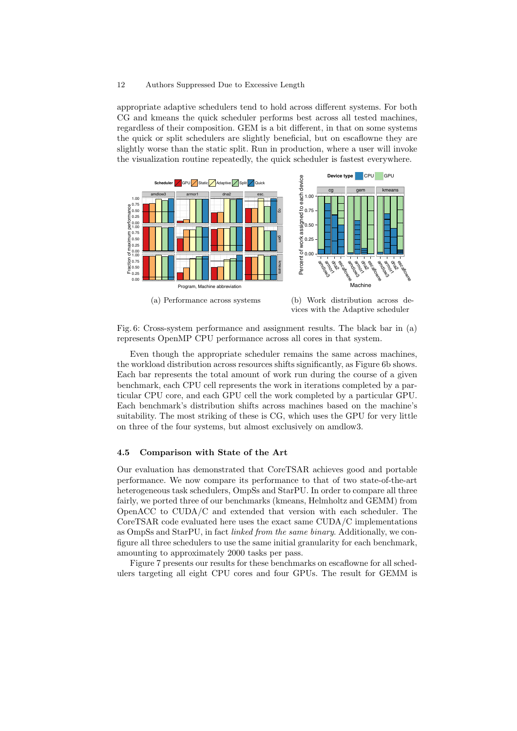appropriate adaptive schedulers tend to hold across different systems. For both CG and kmeans the quick scheduler performs best across all tested machines, regardless of their composition. GEM is a bit different, in that on some systems the quick or split schedulers are slightly beneficial, but on escaflowne they are slightly worse than the static split. Run in production, where a user will invoke the visualization routine repeatedly, the quick scheduler is fastest everywhere.

(a) Performance across systems

(b) Work distribution across devices with the Adaptive scheduler

Fig. 6: Cross-system performance and assignment results. The black bar in (a) represents OpenMP CPU performance across all cores in that system.

Even though the appropriate scheduler remains the same across machines, the workload distribution across resources shifts significantly, as Figure 6b shows. Each bar represents the total amount of work run during the course of a given benchmark, each CPU cell represents the work in iterations completed by a particular CPU core, and each GPU cell the work completed by a particular GPU. Each benchmark's distribution shifts across machines based on the machine's suitability. The most striking of these is CG, which uses the GPU for very little on three of the four systems, but almost exclusively on amdlow3.

### 4.5 Comparison with State of the Art

Our evaluation has demonstrated that CoreTSAR achieves good and portable performance. We now compare its performance to that of two state-of-the-art heterogeneous task schedulers, OmpSs and StarPU. In order to compare all three fairly, we ported three of our benchmarks (kmeans, Helmholtz and GEMM) from OpenACC to CUDA/C and extended that version with each scheduler. The CoreTSAR code evaluated here uses the exact same CUDA/C implementations as OmpSs and StarPU, in fact *linked from the same binary*. Additionally, we configure all three schedulers to use the same initial granularity for each benchmark, amounting to approximately 2000 tasks per pass.

Figure 7 presents our results for these benchmarks on escaflowne for all schedulers targeting all eight CPU cores and four GPUs. The result for GEMM is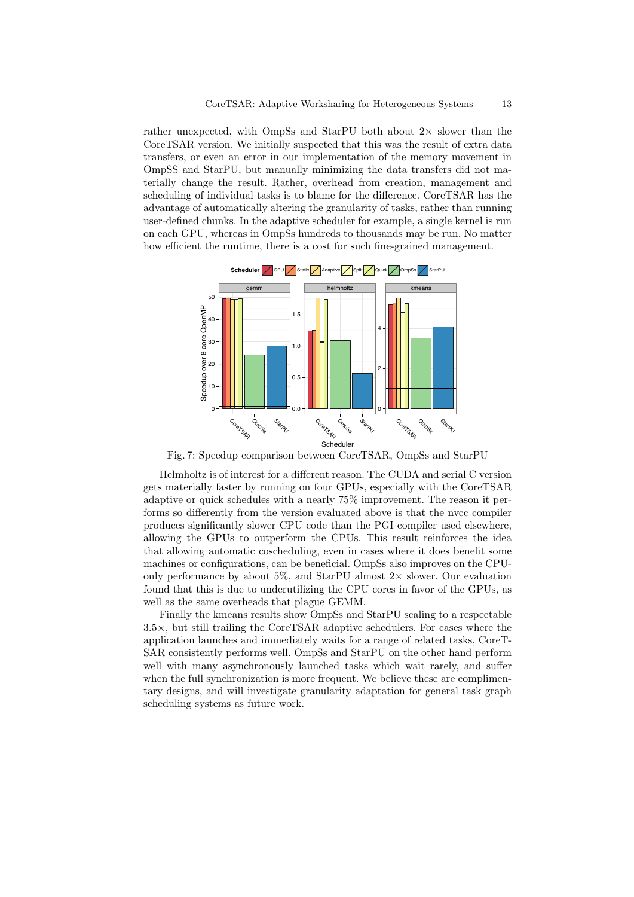rather unexpected, with OmpSs and StarPU both about 2× slower than the CoreTSAR version. We initially suspected that this was the result of extra data transfers, or even an error in our implementation of the memory movement in OmpSS and StarPU, but manually minimizing the data transfers did not materially change the result. Rather, overhead from creation, management and scheduling of individual tasks is to blame for the difference. CoreTSAR has the advantage of automatically altering the granularity of tasks, rather than running user-defined chunks. In the adaptive scheduler for example, a single kernel is run on each GPU, whereas in OmpSs hundreds to thousands may be run. No matter how efficient the runtime, there is a cost for such fine-grained management.

Scheduler GPU Static Adaptive Split Quick OmpSs StarPU

gemm helmholtz kmeans

Speedup over 8 core OpenMP

0 10 20 30 40 50

0.0 0.5 1.0 1.5

0 2 4

CoreTSAR OmpSs StarPU

Scheduler

Fig. 7: Speedup comparison between CoreTSAR, OmpSs and StarPU

Helmholtz is of interest for a different reason. The CUDA and serial C version gets materially faster by running on four GPUs, especially with the CoreTSAR adaptive or quick schedules with a nearly 75% improvement. The reason it performs so differently from the version evaluated above is that the nvcc compiler produces significantly slower CPU code than the PGI compiler used elsewhere, allowing the GPUs to outperform the CPUs. This result reinforces the idea that allowing automatic coscheduling, even in cases where it does benefit some machines or configurations, can be beneficial. OmpSs also improves on the CPU-only performance by about 5%, and StarPU almost 2× slower. Our evaluation found that this is due to underutilizing the CPU cores in favor of the GPUs, as well as the same overheads that plague GEMM.

Finally the kmeans results show OmpSs and StarPU scaling to a respectable 3.5×, but still trailing the CoreTSAR adaptive schedulers. For cases where the application launches and immediately waits for a range of related tasks, CoreTSAR consistently performs well. OmpSs and StarPU on the other hand perform well with many asynchronously launched tasks which wait rarely, and suffer when the full synchronization is more frequent. We believe these are complimentary designs, and will investigate granularity adaptation for general task graph scheduling systems as future work.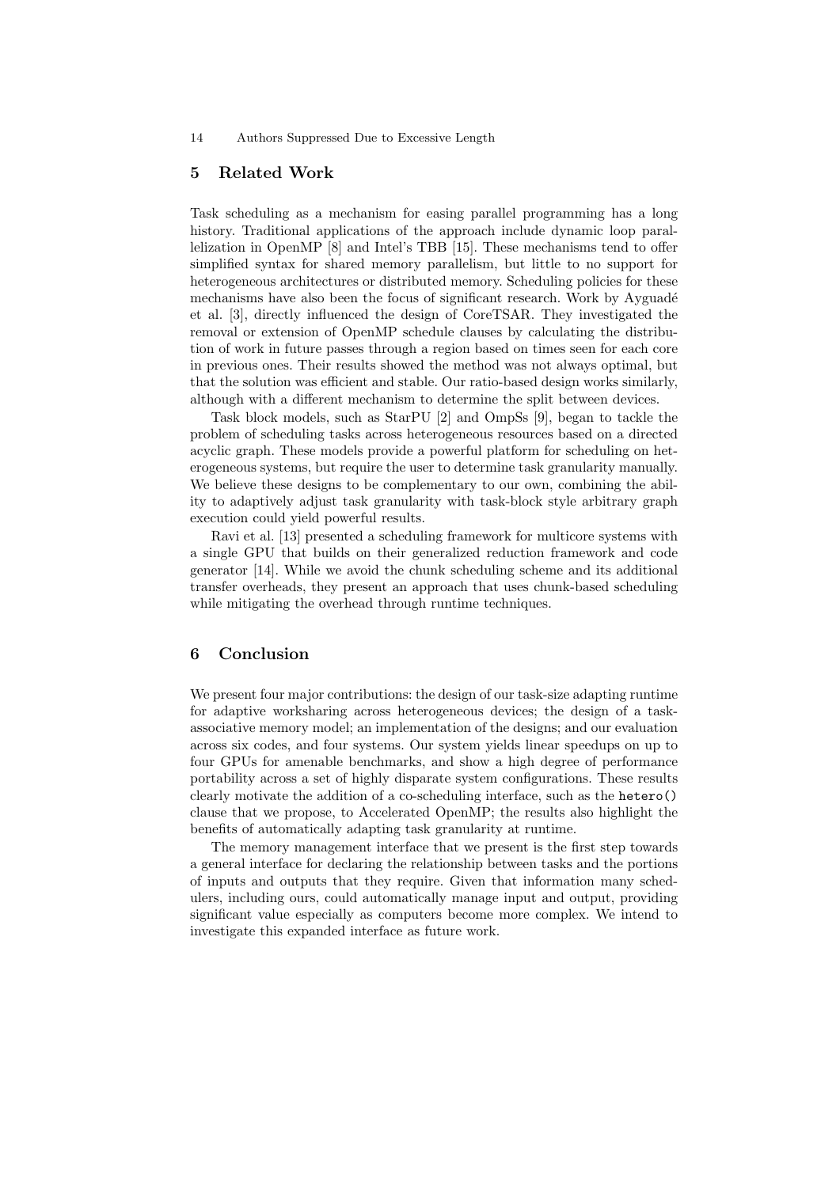## 5 Related Work

Task scheduling as a mechanism for easing parallel programming has a long history. Traditional applications of the approach include dynamic loop parallelization in OpenMP [8] and Intel's TBB [15]. These mechanisms tend to offer simplified syntax for shared memory parallelism, but little to no support for heterogeneous architectures or distributed memory. Scheduling policies for these mechanisms have also been the focus of significant research. Work by Ayguadé et al. [3], directly influenced the design of CoreTSAR. They investigated the removal or extension of OpenMP schedule clauses by calculating the distribution of work in future passes through a region based on times seen for each core in previous ones. Their results showed the method was not always optimal, but that the solution was efficient and stable. Our ratio-based design works similarly, although with a different mechanism to determine the split between devices.

Task block models, such as StarPU [2] and OmpSs [9], began to tackle the problem of scheduling tasks across heterogeneous resources based on a directed acyclic graph. These models provide a powerful platform for scheduling on heterogeneous systems, but require the user to determine task granularity manually. We believe these designs to be complementary to our own, combining the ability to adaptively adjust task granularity with task-block style arbitrary graph execution could yield powerful results.

Ravi et al. [13] presented a scheduling framework for multicore systems with a single GPU that builds on their generalized reduction framework and code generator [14]. While we avoid the chunk scheduling scheme and its additional transfer overheads, they present an approach that uses chunk-based scheduling while mitigating the overhead through runtime techniques.

## 6 Conclusion

We present four major contributions: the design of our task-size adapting runtime for adaptive worksharing across heterogeneous devices; the design of a task-associative memory model; an implementation of the designs; and our evaluation across six codes, and four systems. Our system yields linear speedups on up to four GPUs for amenable benchmarks, and show a high degree of performance portability across a set of highly disparate system configurations. These results clearly motivate the addition of a co-scheduling interface, such as the `hetero()` clause that we propose, to Accelerated OpenMP; the results also highlight the benefits of automatically adapting task granularity at runtime.

The memory management interface that we present is the first step towards a general interface for declaring the relationship between tasks and the portions of inputs and outputs that they require. Given that information many schedulers, including ours, could automatically manage input and output, providing significant value especially as computers become more complex. We intend to investigate this expanded interface as future work.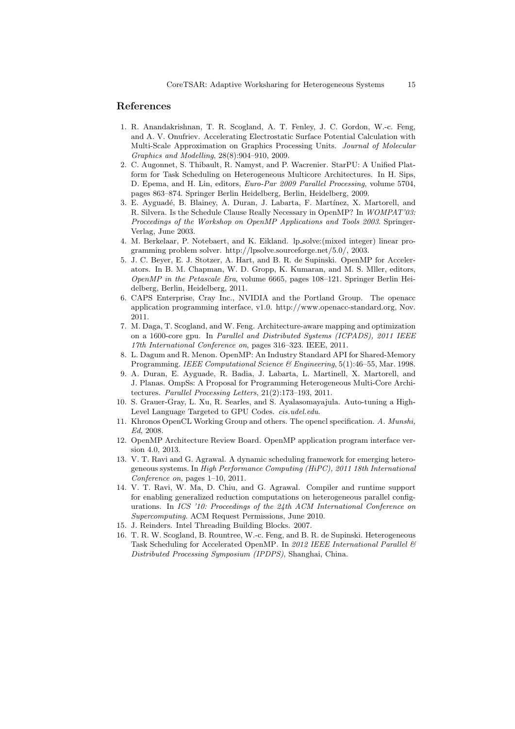## References

1. R. Anandakrishnan, T. R. Scogland, A. T. Fenley, J. C. Gordon, W.-c. Feng, and A. V. Onufriev. Accelerating Electrostatic Surface Potential Calculation with Multi-Scale Approximation on Graphics Processing Units. *Journal of Molecular Graphics and Modelling*, 28(8):904–910, 2009.
2. C. Augonnet, S. Thibault, R. Namyst, and P. Wacrenier. StarPU: A Unified Platform for Task Scheduling on Heterogeneous Multicore Architectures. In H. Sips, D. Epema, and H. Lin, editors, *Euro-Par 2009 Parallel Processing*, volume 5704, pages 863–874. Springer Berlin Heidelberg, Berlin, Heidelberg, 2009.
3. E. Ayguadé, B. Blainey, A. Duran, J. Labarta, F. Martínez, X. Martorell, and R. Silvera. Is the Schedule Clause Really Necessary in OpenMP? In *WOMPAT'03: Proceedings of the Workshop on OpenMP Applications and Tools 2003*. Springer-Verlag, June 2003.
4. M. Berkelaar, P. Notebaert, and K. Eikland. lp_solve:(mixed integer) linear programming problem solver. http://lpsolve.sourceforge.net/5.0/, 2003.
5. J. C. Beyer, E. J. Stotzer, A. Hart, and B. R. de Supinski. OpenMP for Accelerators. In B. M. Chapman, W. D. Gropp, K. Kumaran, and M. S. Mller, editors, *OpenMP in the Petascale Era*, volume 6665, pages 108–121. Springer Berlin Heidelberg, Berlin, Heidelberg, 2011.
6. CAPS Enterprise, Cray Inc., NVIDIA and the Portland Group. The openacc application programming interface, v1.0. http://www.openacc-standard.org, Nov. 2011.
7. M. Daga, T. Scogland, and W. Feng. Architecture-aware mapping and optimization on a 1600-core gpu. In *Parallel and Distributed Systems (ICPADS), 2011 IEEE 17th International Conference on*, pages 316–323. IEEE, 2011.
8. L. Dagum and R. Menon. OpenMP: An Industry Standard API for Shared-Memory Programming. *IEEE Computational Science & Engineering*, 5(1):46–55, Mar. 1998.
9. A. Duran, E. Ayguade, R. Badia, J. Labarta, L. Martinell, X. Martorell, and J. Planas. OmpSs: A Proposal for Programming Heterogeneous Multi-Core Architectures. *Parallel Processing Letters*, 21(2):173–193, 2011.
10. S. Grauer-Gray, L. Xu, R. Searles, and S. Ayalasomayajula. Auto-tuning a High-Level Language Targeted to GPU Codes. *cis.udel.edu*.
11. Khronos OpenCL Working Group and others. The opencl specification. *A. Munshi, Ed*, 2008.
12. OpenMP Architecture Review Board. OpenMP application program interface version 4.0, 2013.
13. V. T. Ravi and G. Agrawal. A dynamic scheduling framework for emerging heterogeneous systems. In *High Performance Computing (HiPC), 2011 18th International Conference on*, pages 1–10, 2011.
14. V. T. Ravi, W. Ma, D. Chiu, and G. Agrawal. Compiler and runtime support for enabling generalized reduction computations on heterogeneous parallel configurations. In *ICS '10: Proceedings of the 24th ACM International Conference on Supercomputing*. ACM Request Permissions, June 2010.
15. J. Reinders. Intel Threading Building Blocks. 2007.
16. T. R. W. Scogland, B. Rountree, W.-c. Feng, and B. R. de Supinski. Heterogeneous Task Scheduling for Accelerated OpenMP. In *2012 IEEE International Parallel & Distributed Processing Symposium (IPDPS)*, Shanghai, China.